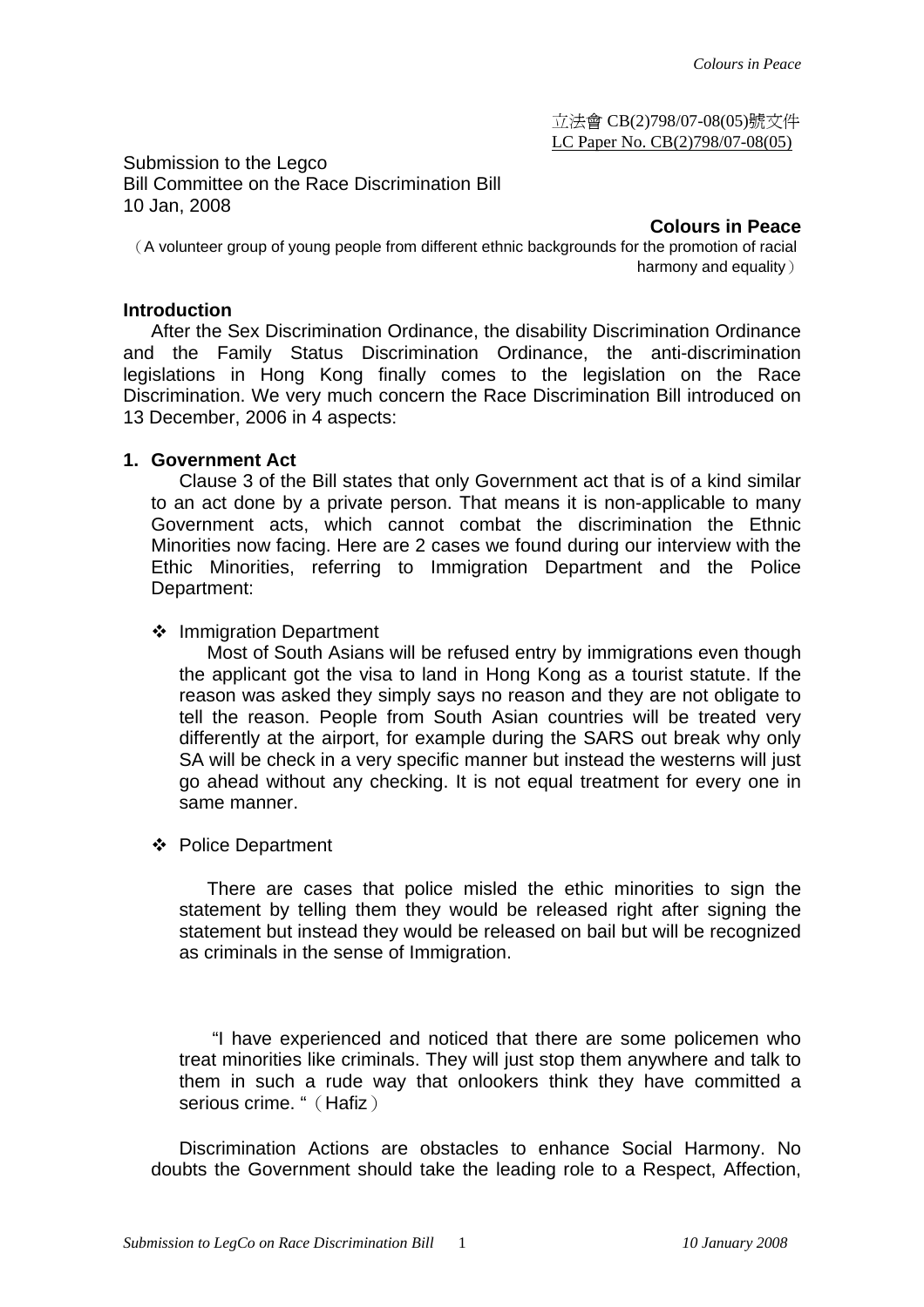立法會 CB(2)798/07-08(05)號文件
LC Paper No. CB(2)798/07-08(05)

Submission to the Legco
Bill Committee on the Race Discrimination Bill
10 Jan, 2008

**Colours in Peace**

（A volunteer group of young people from different ethnic backgrounds for the promotion of racial harmony and equality）

**Introduction**

After the Sex Discrimination Ordinance, the disability Discrimination Ordinance and the Family Status Discrimination Ordinance, the anti-discrimination legislations in Hong Kong finally comes to the legislation on the Race Discrimination. We very much concern the Race Discrimination Bill introduced on 13 December, 2006 in 4 aspects:

**1. Government Act**

Clause 3 of the Bill states that only Government act that is of a kind similar to an act done by a private person. That means it is non-applicable to many Government acts, which cannot combat the discrimination the Ethnic Minorities now facing. Here are 2 cases we found during our interview with the Ethic Minorities, referring to Immigration Department and the Police Department:

- Immigration Department

  Most of South Asians will be refused entry by immigrations even though the applicant got the visa to land in Hong Kong as a tourist statute. If the reason was asked they simply says no reason and they are not obligate to tell the reason. People from South Asian countries will be treated very differently at the airport, for example during the SARS out break why only SA will be check in a very specific manner but instead the westerns will just go ahead without any checking. It is not equal treatment for every one in same manner.

- Police Department

  There are cases that police misled the ethic minorities to sign the statement by telling them they would be released right after signing the statement but instead they would be released on bail but will be recognized as criminals in the sense of Immigration.

  "I have experienced and noticed that there are some policemen who treat minorities like criminals. They will just stop them anywhere and talk to them in such a rude way that onlookers think they have committed a serious crime. "（Hafiz）

Discrimination Actions are obstacles to enhance Social Harmony. No doubts the Government should take the leading role to a Respect, Affection,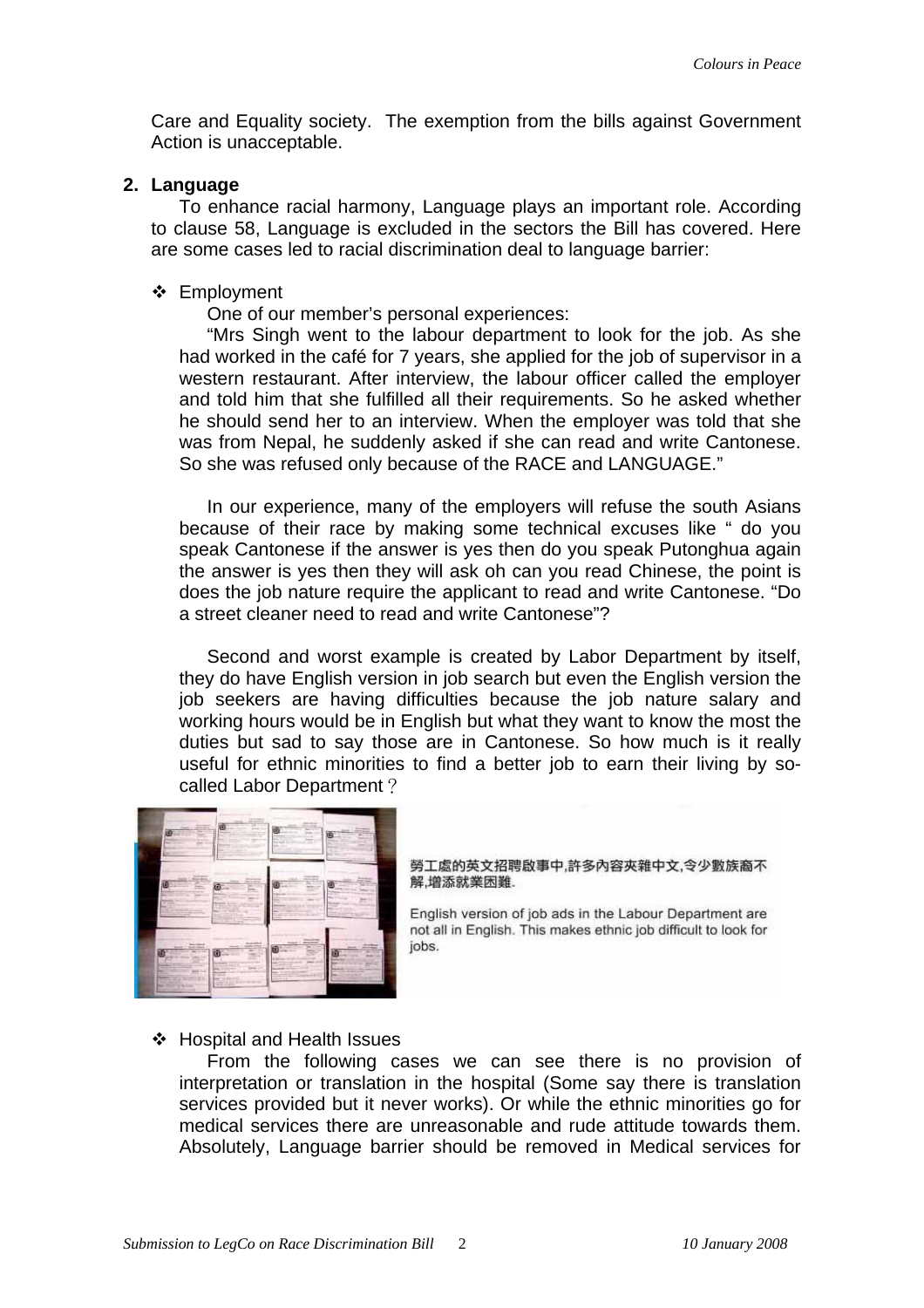Care and Equality society. The exemption from the bills against Government Action is unacceptable.

## 2. Language

To enhance racial harmony, Language plays an important role. According to clause 58, Language is excluded in the sectors the Bill has covered. Here are some cases led to racial discrimination deal to language barrier:

- Employment

  One of our member's personal experiences:

  "Mrs Singh went to the labour department to look for the job. As she had worked in the café for 7 years, she applied for the job of supervisor in a western restaurant. After interview, the labour officer called the employer and told him that she fulfilled all their requirements. So he asked whether he should send her to an interview. When the employer was told that she was from Nepal, he suddenly asked if she can read and write Cantonese. So she was refused only because of the RACE and LANGUAGE."

  In our experience, many of the employers will refuse the south Asians because of their race by making some technical excuses like " do you speak Cantonese if the answer is yes then do you speak Putonghua again the answer is yes then they will ask oh can you read Chinese, the point is does the job nature require the applicant to read and write Cantonese. "Do a street cleaner need to read and write Cantonese"?

  Second and worst example is created by Labor Department by itself, they do have English version in job search but even the English version the job seekers are having difficulties because the job nature salary and working hours would be in English but what they want to know the most the duties but sad to say those are in Cantonese. So how much is it really useful for ethnic minorities to find a better job to earn their living by so-called Labor Department？

  勞工處的英文招聘啟事中,許多內容夾雜中文,令少數族裔不解,增添就業困難.

  English version of job ads in the Labour Department are not all in English. This makes ethnic job difficult to look for jobs.

- Hospital and Health Issues

  From the following cases we can see there is no provision of interpretation or translation in the hospital (Some say there is translation services provided but it never works). Or while the ethnic minorities go for medical services there are unreasonable and rude attitude towards them. Absolutely, Language barrier should be removed in Medical services for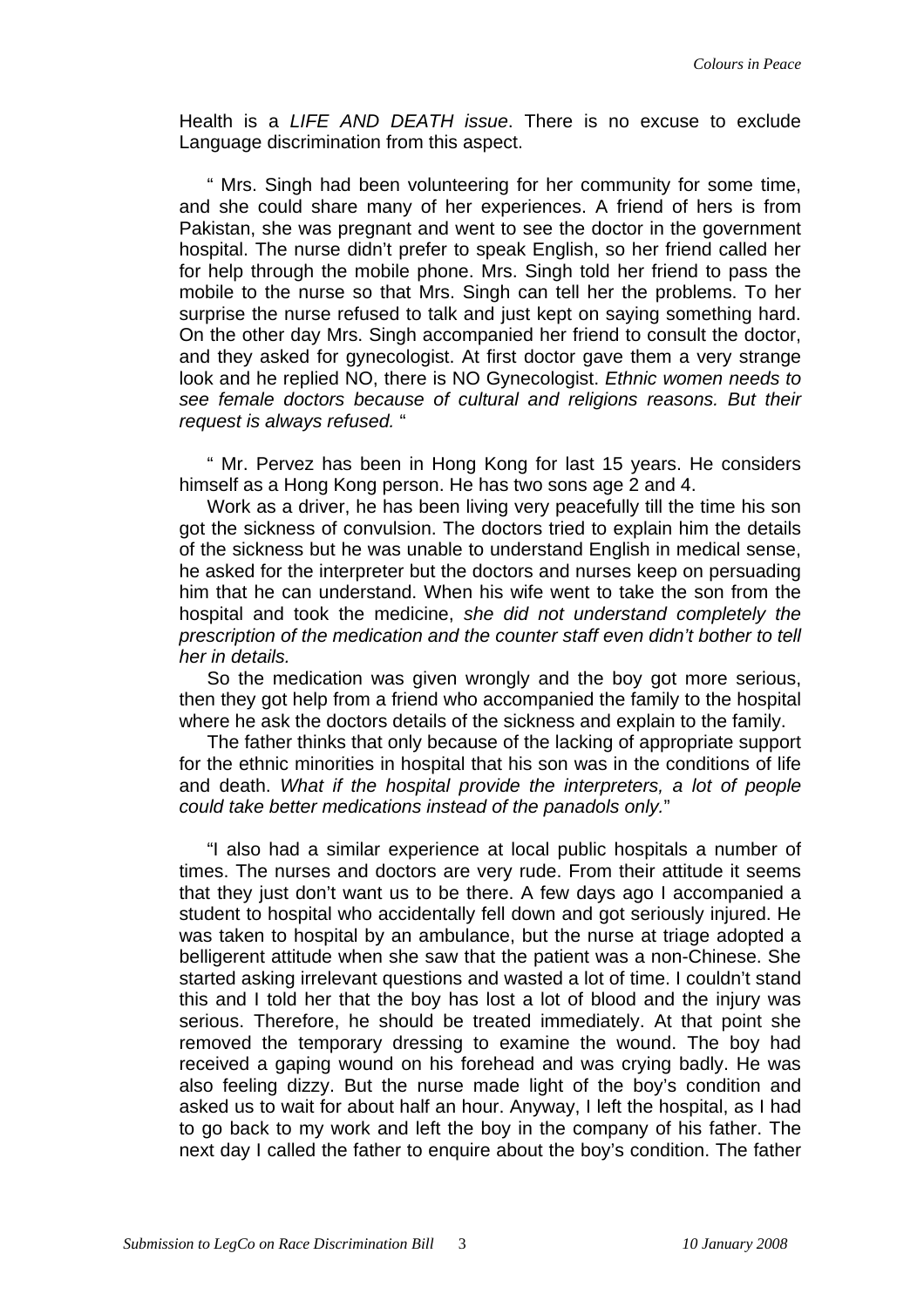Health is a *LIFE AND DEATH issue*. There is no excuse to exclude Language discrimination from this aspect.

" Mrs. Singh had been volunteering for her community for some time, and she could share many of her experiences. A friend of hers is from Pakistan, she was pregnant and went to see the doctor in the government hospital. The nurse didn't prefer to speak English, so her friend called her for help through the mobile phone. Mrs. Singh told her friend to pass the mobile to the nurse so that Mrs. Singh can tell her the problems. To her surprise the nurse refused to talk and just kept on saying something hard. On the other day Mrs. Singh accompanied her friend to consult the doctor, and they asked for gynecologist. At first doctor gave them a very strange look and he replied NO, there is NO Gynecologist. *Ethnic women needs to see female doctors because of cultural and religions reasons. But their request is always refused.* "

" Mr. Pervez has been in Hong Kong for last 15 years. He considers himself as a Hong Kong person. He has two sons age 2 and 4.

Work as a driver, he has been living very peacefully till the time his son got the sickness of convulsion. The doctors tried to explain him the details of the sickness but he was unable to understand English in medical sense, he asked for the interpreter but the doctors and nurses keep on persuading him that he can understand. When his wife went to take the son from the hospital and took the medicine, *she did not understand completely the prescription of the medication and the counter staff even didn't bother to tell her in details.*

So the medication was given wrongly and the boy got more serious, then they got help from a friend who accompanied the family to the hospital where he ask the doctors details of the sickness and explain to the family.

The father thinks that only because of the lacking of appropriate support for the ethnic minorities in hospital that his son was in the conditions of life and death. *What if the hospital provide the interpreters, a lot of people could take better medications instead of the panadols only.*"

"I also had a similar experience at local public hospitals a number of times. The nurses and doctors are very rude. From their attitude it seems that they just don't want us to be there. A few days ago I accompanied a student to hospital who accidentally fell down and got seriously injured. He was taken to hospital by an ambulance, but the nurse at triage adopted a belligerent attitude when she saw that the patient was a non-Chinese. She started asking irrelevant questions and wasted a lot of time. I couldn't stand this and I told her that the boy has lost a lot of blood and the injury was serious. Therefore, he should be treated immediately. At that point she removed the temporary dressing to examine the wound. The boy had received a gaping wound on his forehead and was crying badly. He was also feeling dizzy. But the nurse made light of the boy's condition and asked us to wait for about half an hour. Anyway, I left the hospital, as I had to go back to my work and left the boy in the company of his father. The next day I called the father to enquire about the boy's condition. The father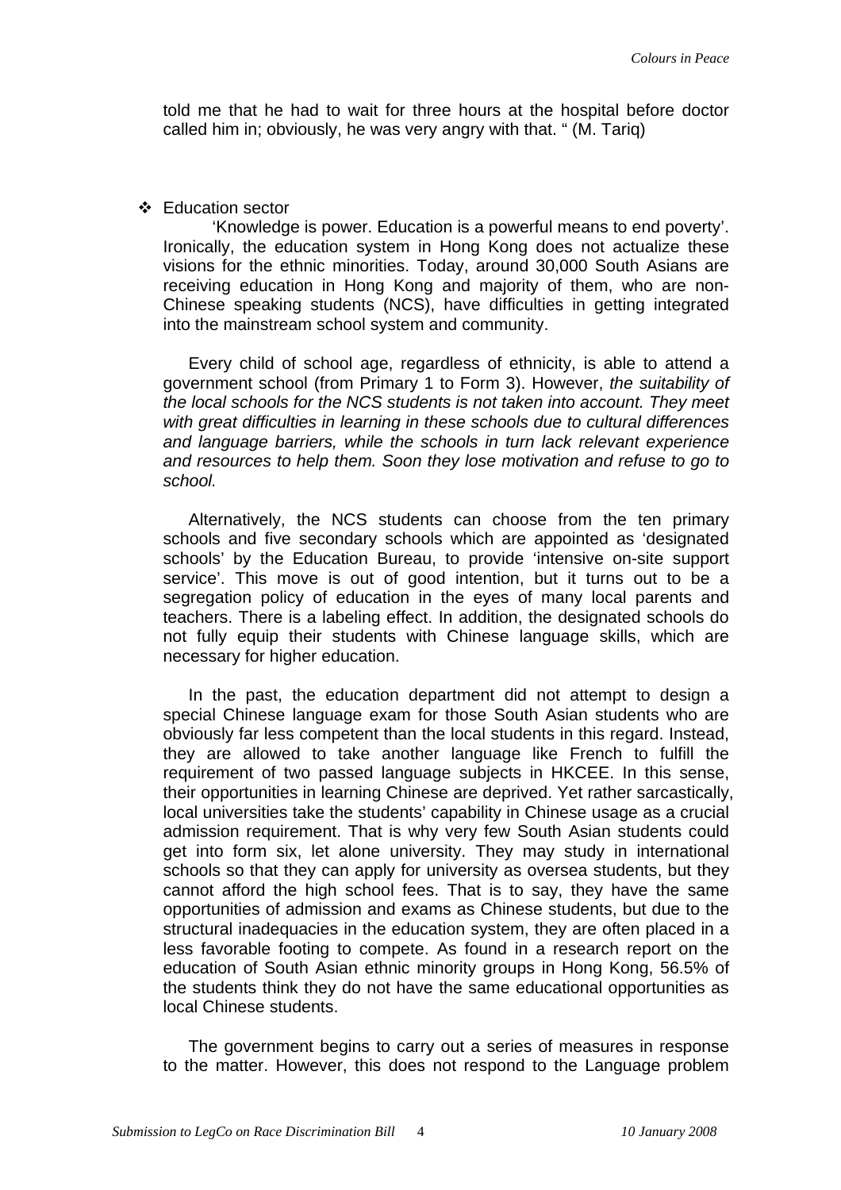told me that he had to wait for three hours at the hospital before doctor called him in; obviously, he was very angry with that. " (M. Tariq)

- Education sector

'Knowledge is power. Education is a powerful means to end poverty'. Ironically, the education system in Hong Kong does not actualize these visions for the ethnic minorities. Today, around 30,000 South Asians are receiving education in Hong Kong and majority of them, who are non-Chinese speaking students (NCS), have difficulties in getting integrated into the mainstream school system and community.

Every child of school age, regardless of ethnicity, is able to attend a government school (from Primary 1 to Form 3). However, *the suitability of the local schools for the NCS students is not taken into account. They meet with great difficulties in learning in these schools due to cultural differences and language barriers, while the schools in turn lack relevant experience and resources to help them. Soon they lose motivation and refuse to go to school.*

Alternatively, the NCS students can choose from the ten primary schools and five secondary schools which are appointed as 'designated schools' by the Education Bureau, to provide 'intensive on-site support service'. This move is out of good intention, but it turns out to be a segregation policy of education in the eyes of many local parents and teachers. There is a labeling effect. In addition, the designated schools do not fully equip their students with Chinese language skills, which are necessary for higher education.

In the past, the education department did not attempt to design a special Chinese language exam for those South Asian students who are obviously far less competent than the local students in this regard. Instead, they are allowed to take another language like French to fulfill the requirement of two passed language subjects in HKCEE. In this sense, their opportunities in learning Chinese are deprived. Yet rather sarcastically, local universities take the students' capability in Chinese usage as a crucial admission requirement. That is why very few South Asian students could get into form six, let alone university. They may study in international schools so that they can apply for university as oversea students, but they cannot afford the high school fees. That is to say, they have the same opportunities of admission and exams as Chinese students, but due to the structural inadequacies in the education system, they are often placed in a less favorable footing to compete. As found in a research report on the education of South Asian ethnic minority groups in Hong Kong, 56.5% of the students think they do not have the same educational opportunities as local Chinese students.

The government begins to carry out a series of measures in response to the matter. However, this does not respond to the Language problem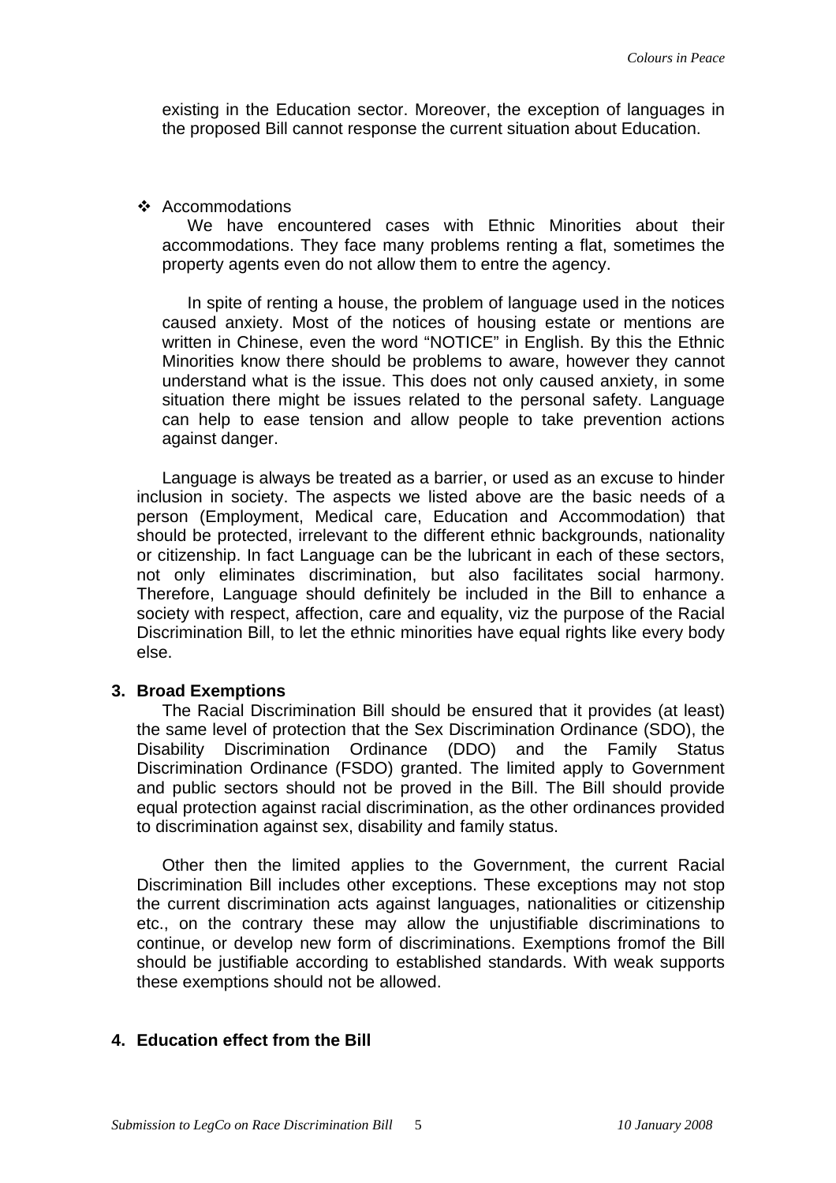existing in the Education sector. Moreover, the exception of languages in the proposed Bill cannot response the current situation about Education.

- Accommodations

  We have encountered cases with Ethnic Minorities about their accommodations. They face many problems renting a flat, sometimes the property agents even do not allow them to entre the agency.

  In spite of renting a house, the problem of language used in the notices caused anxiety. Most of the notices of housing estate or mentions are written in Chinese, even the word "NOTICE" in English. By this the Ethnic Minorities know there should be problems to aware, however they cannot understand what is the issue. This does not only caused anxiety, in some situation there might be issues related to the personal safety. Language can help to ease tension and allow people to take prevention actions against danger.

Language is always be treated as a barrier, or used as an excuse to hinder inclusion in society. The aspects we listed above are the basic needs of a person (Employment, Medical care, Education and Accommodation) that should be protected, irrelevant to the different ethnic backgrounds, nationality or citizenship. In fact Language can be the lubricant in each of these sectors, not only eliminates discrimination, but also facilitates social harmony. Therefore, Language should definitely be included in the Bill to enhance a society with respect, affection, care and equality, viz the purpose of the Racial Discrimination Bill, to let the ethnic minorities have equal rights like every body else.

**3. Broad Exemptions**

The Racial Discrimination Bill should be ensured that it provides (at least) the same level of protection that the Sex Discrimination Ordinance (SDO), the Disability Discrimination Ordinance (DDO) and the Family Status Discrimination Ordinance (FSDO) granted. The limited apply to Government and public sectors should not be proved in the Bill. The Bill should provide equal protection against racial discrimination, as the other ordinances provided to discrimination against sex, disability and family status.

Other then the limited applies to the Government, the current Racial Discrimination Bill includes other exceptions. These exceptions may not stop the current discrimination acts against languages, nationalities or citizenship etc., on the contrary these may allow the unjustifiable discriminations to continue, or develop new form of discriminations. Exemptions fromof the Bill should be justifiable according to established standards. With weak supports these exemptions should not be allowed.

**4. Education effect from the Bill**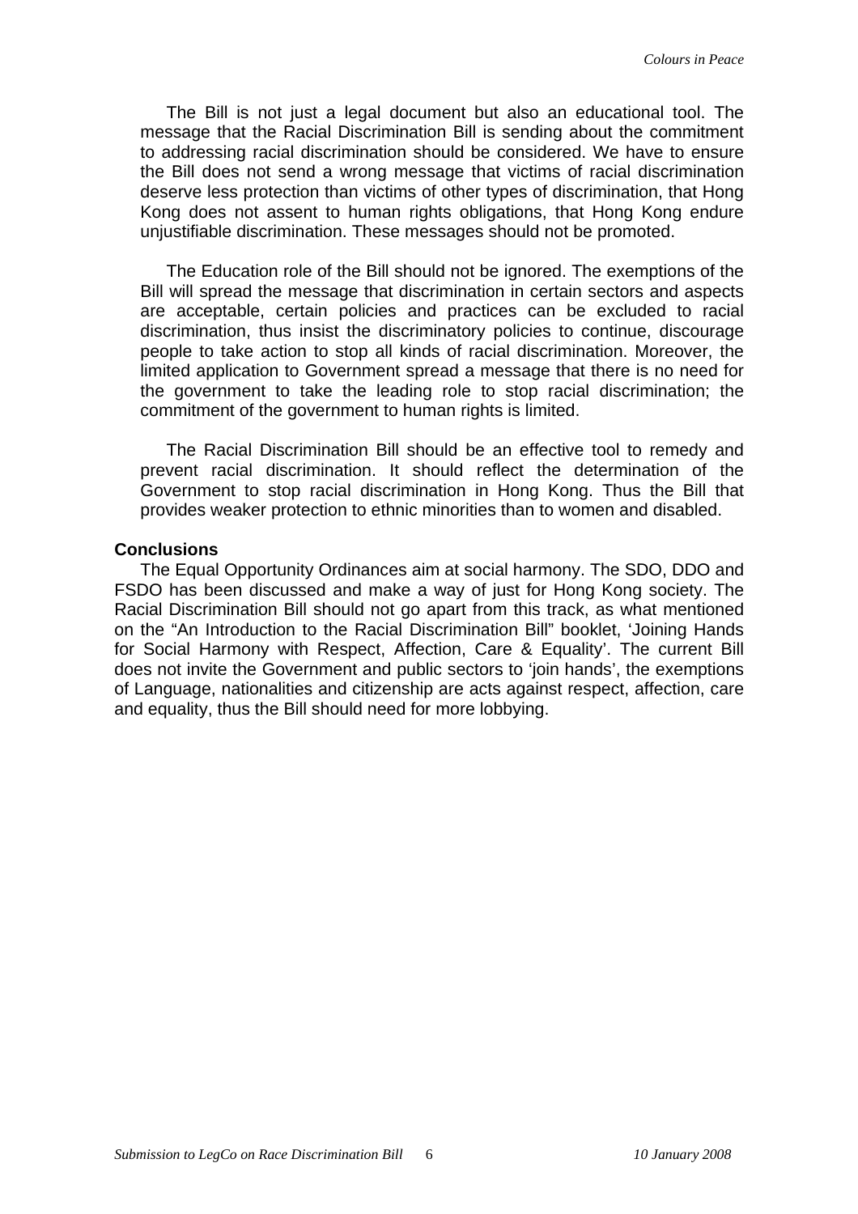The Bill is not just a legal document but also an educational tool. The message that the Racial Discrimination Bill is sending about the commitment to addressing racial discrimination should be considered. We have to ensure the Bill does not send a wrong message that victims of racial discrimination deserve less protection than victims of other types of discrimination, that Hong Kong does not assent to human rights obligations, that Hong Kong endure unjustifiable discrimination. These messages should not be promoted.

The Education role of the Bill should not be ignored. The exemptions of the Bill will spread the message that discrimination in certain sectors and aspects are acceptable, certain policies and practices can be excluded to racial discrimination, thus insist the discriminatory policies to continue, discourage people to take action to stop all kinds of racial discrimination. Moreover, the limited application to Government spread a message that there is no need for the government to take the leading role to stop racial discrimination; the commitment of the government to human rights is limited.

The Racial Discrimination Bill should be an effective tool to remedy and prevent racial discrimination. It should reflect the determination of the Government to stop racial discrimination in Hong Kong. Thus the Bill that provides weaker protection to ethnic minorities than to women and disabled.

**Conclusions**

The Equal Opportunity Ordinances aim at social harmony. The SDO, DDO and FSDO has been discussed and make a way of just for Hong Kong society. The Racial Discrimination Bill should not go apart from this track, as what mentioned on the "An Introduction to the Racial Discrimination Bill" booklet, 'Joining Hands for Social Harmony with Respect, Affection, Care & Equality'. The current Bill does not invite the Government and public sectors to 'join hands', the exemptions of Language, nationalities and citizenship are acts against respect, affection, care and equality, thus the Bill should need for more lobbying.